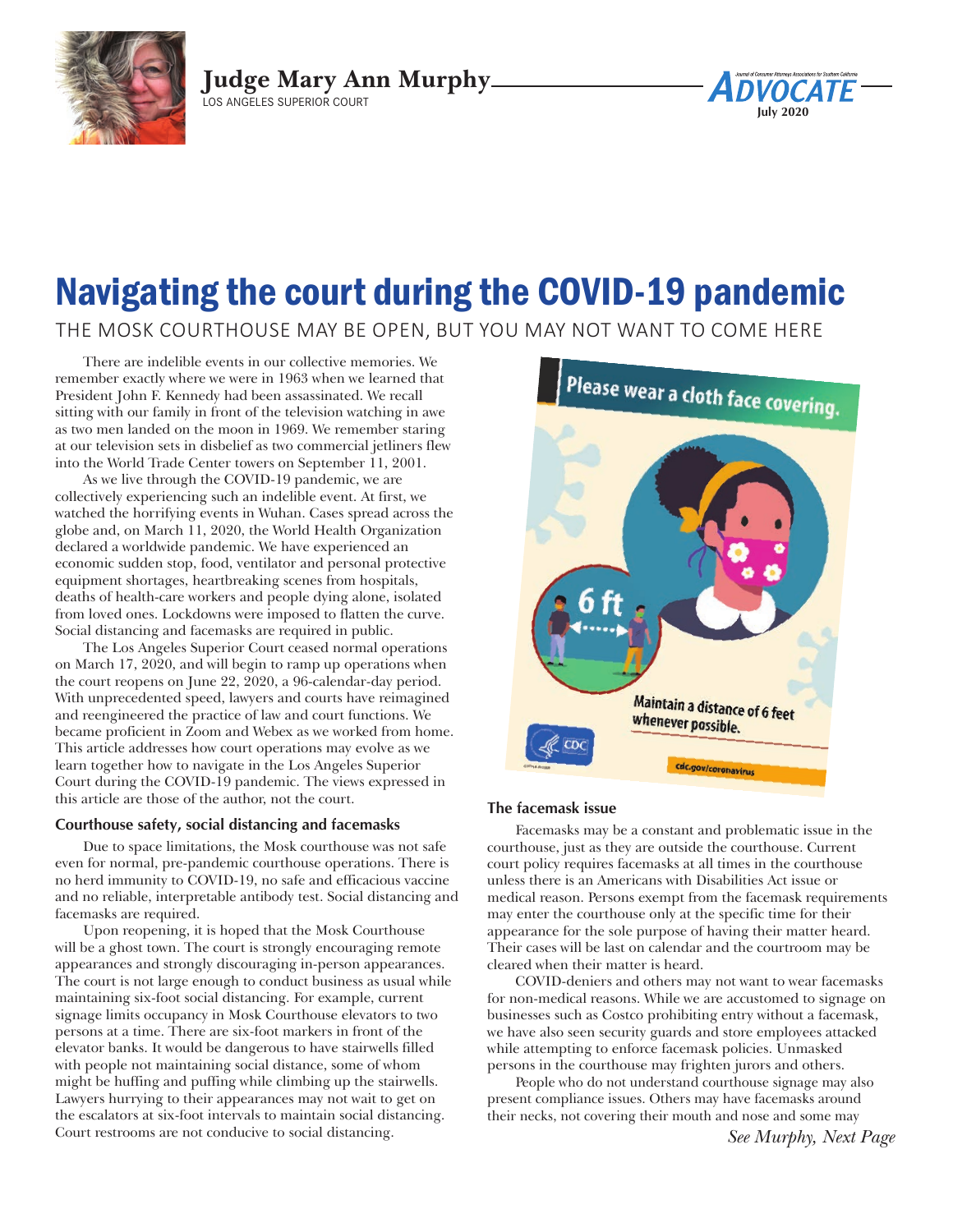Judge Mary Ann Murphy
LOS ANGELES SUPERIOR COURT

# Navigating the court during the COVID-19 pandemic

## THE MOSK COURTHOUSE MAY BE OPEN, BUT YOU MAY NOT WANT TO COME HERE

There are indelible events in our collective memories. We remember exactly where we were in 1963 when we learned that President John F. Kennedy had been assassinated. We recall sitting with our family in front of the television watching in awe as two men landed on the moon in 1969. We remember staring at our television sets in disbelief as two commercial jetliners flew into the World Trade Center towers on September 11, 2001.

As we live through the COVID-19 pandemic, we are collectively experiencing such an indelible event. At first, we watched the horrifying events in Wuhan. Cases spread across the globe and, on March 11, 2020, the World Health Organization declared a worldwide pandemic. We have experienced an economic sudden stop, food, ventilator and personal protective equipment shortages, heartbreaking scenes from hospitals, deaths of health-care workers and people dying alone, isolated from loved ones. Lockdowns were imposed to flatten the curve. Social distancing and facemasks are required in public.

The Los Angeles Superior Court ceased normal operations on March 17, 2020, and will begin to ramp up operations when the court reopens on June 22, 2020, a 96-calendar-day period. With unprecedented speed, lawyers and courts have reimagined and reengineered the practice of law and court functions. We became proficient in Zoom and Webex as we worked from home. This article addresses how court operations may evolve as we learn together how to navigate in the Los Angeles Superior Court during the COVID-19 pandemic. The views expressed in this article are those of the author, not the court.

### Courthouse safety, social distancing and facemasks

Due to space limitations, the Mosk courthouse was not safe even for normal, pre-pandemic courthouse operations. There is no herd immunity to COVID-19, no safe and efficacious vaccine and no reliable, interpretable antibody test. Social distancing and facemasks are required.

Upon reopening, it is hoped that the Mosk Courthouse will be a ghost town. The court is strongly encouraging remote appearances and strongly discouraging in-person appearances. The court is not large enough to conduct business as usual while maintaining six-foot social distancing. For example, current signage limits occupancy in Mosk Courthouse elevators to two persons at a time. There are six-foot markers in front of the elevator banks. It would be dangerous to have stairwells filled with people not maintaining social distance, some of whom might be huffing and puffing while climbing up the stairwells. Lawyers hurrying to their appearances may not wait to get on the escalators at six-foot intervals to maintain social distancing. Court restrooms are not conducive to social distancing.

### The facemask issue

Facemasks may be a constant and problematic issue in the courthouse, just as they are outside the courthouse. Current court policy requires facemasks at all times in the courthouse unless there is an Americans with Disabilities Act issue or medical reason. Persons exempt from the facemask requirements may enter the courthouse only at the specific time for their appearance for the sole purpose of having their matter heard. Their cases will be last on calendar and the courtroom may be cleared when their matter is heard.

COVID-deniers and others may not want to wear facemasks for non-medical reasons. While we are accustomed to signage on businesses such as Costco prohibiting entry without a facemask, we have also seen security guards and store employees attacked while attempting to enforce facemask policies. Unmasked persons in the courthouse may frighten jurors and others.

People who do not understand courthouse signage may also present compliance issues. Others may have facemasks around their necks, not covering their mouth and nose and some may

*See Murphy, Next Page*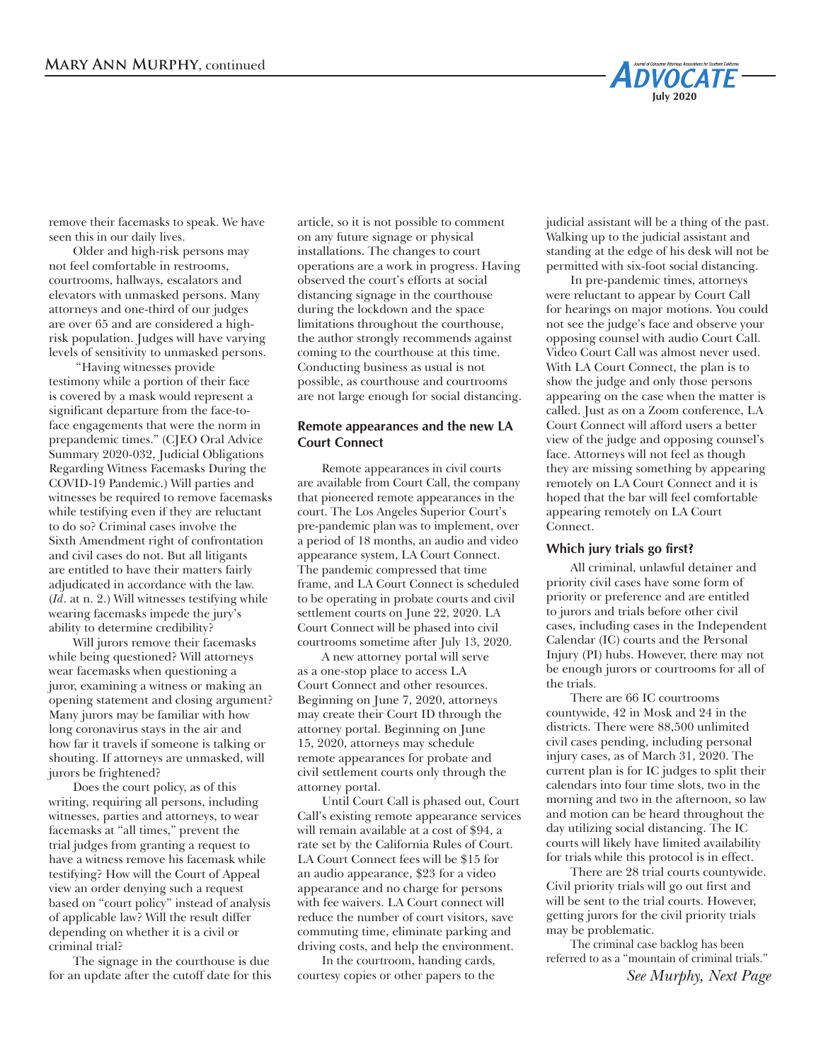remove their facemasks to speak. We have seen this in our daily lives.

Older and high-risk persons may not feel comfortable in restrooms, courtrooms, hallways, escalators and elevators with unmasked persons. Many attorneys and one-third of our judges are over 65 and are considered a high-risk population. Judges will have varying levels of sensitivity to unmasked persons.

"Having witnesses provide testimony while a portion of their face is covered by a mask would represent a significant departure from the face-to-face engagements that were the norm in prepandemic times." (CJEO Oral Advice Summary 2020-032, Judicial Obligations Regarding Witness Facemasks During the COVID-19 Pandemic.) Will parties and witnesses be required to remove facemasks while testifying even if they are reluctant to do so? Criminal cases involve the Sixth Amendment right of confrontation and civil cases do not. But all litigants are entitled to have their matters fairly adjudicated in accordance with the law. (*Id*. at n. 2.) Will witnesses testifying while wearing facemasks impede the jury's ability to determine credibility?

Will jurors remove their facemasks while being questioned? Will attorneys wear facemasks when questioning a juror, examining a witness or making an opening statement and closing argument? Many jurors may be familiar with how long coronavirus stays in the air and how far it travels if someone is talking or shouting. If attorneys are unmasked, will jurors be frightened?

Does the court policy, as of this writing, requiring all persons, including witnesses, parties and attorneys, to wear facemasks at "all times," prevent the trial judges from granting a request to have a witness remove his facemask while testifying? How will the Court of Appeal view an order denying such a request based on "court policy" instead of analysis of applicable law? Will the result differ depending on whether it is a civil or criminal trial?

The signage in the courthouse is due for an update after the cutoff date for this article, so it is not possible to comment on any future signage or physical installations. The changes to court operations are a work in progress. Having observed the court's efforts at social distancing signage in the courthouse during the lockdown and the space limitations throughout the courthouse, the author strongly recommends against coming to the courthouse at this time. Conducting business as usual is not possible, as courthouse and courtrooms are not large enough for social distancing.

### Remote appearances and the new LA Court Connect

Remote appearances in civil courts are available from Court Call, the company that pioneered remote appearances in the court. The Los Angeles Superior Court's pre-pandemic plan was to implement, over a period of 18 months, an audio and video appearance system, LA Court Connect. The pandemic compressed that time frame, and LA Court Connect is scheduled to be operating in probate courts and civil settlement courts on June 22, 2020. LA Court Connect will be phased into civil courtrooms sometime after July 13, 2020.

A new attorney portal will serve as a one-stop place to access LA Court Connect and other resources. Beginning on June 7, 2020, attorneys may create their Court ID through the attorney portal. Beginning on June 15, 2020, attorneys may schedule remote appearances for probate and civil settlement courts only through the attorney portal.

Until Court Call is phased out, Court Call's existing remote appearance services will remain available at a cost of $94, a rate set by the California Rules of Court. LA Court Connect fees will be $15 for an audio appearance, $23 for a video appearance and no charge for persons with fee waivers. LA Court connect will reduce the number of court visitors, save commuting time, eliminate parking and driving costs, and help the environment.

In the courtroom, handing cards, courtesy copies or other papers to the judicial assistant will be a thing of the past. Walking up to the judicial assistant and standing at the edge of his desk will not be permitted with six-foot social distancing.

In pre-pandemic times, attorneys were reluctant to appear by Court Call for hearings on major motions. You could not see the judge's face and observe your opposing counsel with audio Court Call. Video Court Call was almost never used. With LA Court Connect, the plan is to show the judge and only those persons appearing on the case when the matter is called. Just as on a Zoom conference, LA Court Connect will afford users a better view of the judge and opposing counsel's face. Attorneys will not feel as though they are missing something by appearing remotely on LA Court Connect and it is hoped that the bar will feel comfortable appearing remotely on LA Court Connect.

### Which jury trials go first?

All criminal, unlawful detainer and priority civil cases have some form of priority or preference and are entitled to jurors and trials before other civil cases, including cases in the Independent Calendar (IC) courts and the Personal Injury (PI) hubs. However, there may not be enough jurors or courtrooms for all of the trials.

There are 66 IC courtrooms countywide, 42 in Mosk and 24 in the districts. There were 88,500 unlimited civil cases pending, including personal injury cases, as of March 31, 2020. The current plan is for IC judges to split their calendars into four time slots, two in the morning and two in the afternoon, so law and motion can be heard throughout the day utilizing social distancing. The IC courts will likely have limited availability for trials while this protocol is in effect.

There are 28 trial courts countywide. Civil priority trials will go out first and will be sent to the trial courts. However, getting jurors for the civil priority trials may be problematic.

The criminal case backlog has been referred to as a "mountain of criminal trials."

*See Murphy, Next Page*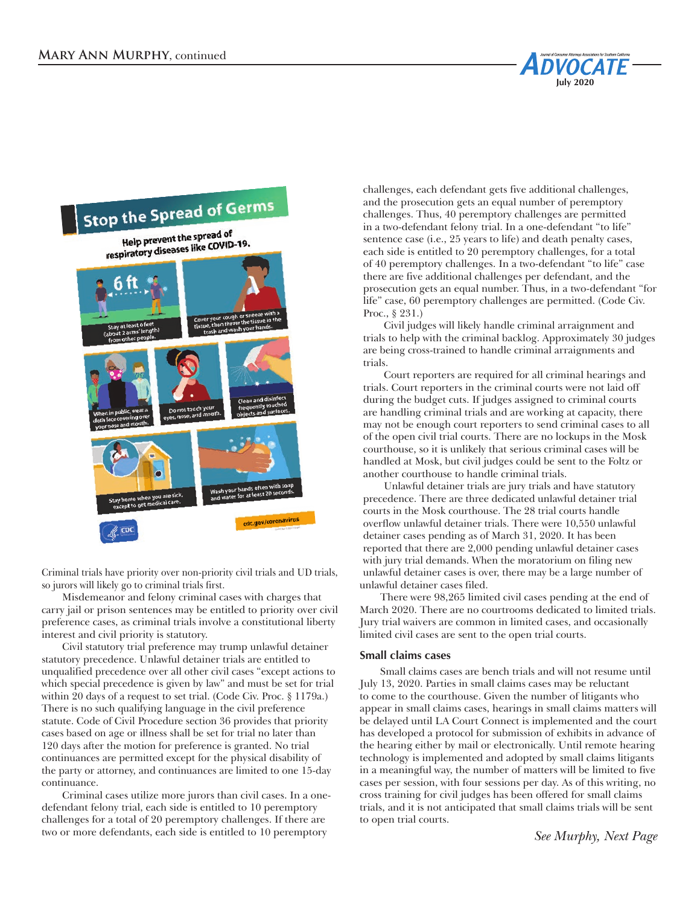Criminal trials have priority over non-priority civil trials and UD trials, so jurors will likely go to criminal trials first.

Misdemeanor and felony criminal cases with charges that carry jail or prison sentences may be entitled to priority over civil preference cases, as criminal trials involve a constitutional liberty interest and civil priority is statutory.

Civil statutory trial preference may trump unlawful detainer statutory precedence. Unlawful detainer trials are entitled to unqualified precedence over all other civil cases "except actions to which special precedence is given by law" and must be set for trial within 20 days of a request to set trial. (Code Civ. Proc. § 1179a.) There is no such qualifying language in the civil preference statute. Code of Civil Procedure section 36 provides that priority cases based on age or illness shall be set for trial no later than 120 days after the motion for preference is granted. No trial continuances are permitted except for the physical disability of the party or attorney, and continuances are limited to one 15-day continuance.

Criminal cases utilize more jurors than civil cases. In a one-defendant felony trial, each side is entitled to 10 peremptory challenges for a total of 20 peremptory challenges. If there are two or more defendants, each side is entitled to 10 peremptory challenges, each defendant gets five additional challenges, and the prosecution gets an equal number of peremptory challenges. Thus, 40 peremptory challenges are permitted in a two-defendant felony trial. In a one-defendant "to life" sentence case (i.e., 25 years to life) and death penalty cases, each side is entitled to 20 peremptory challenges, for a total of 40 peremptory challenges. In a two-defendant "to life" case there are five additional challenges per defendant, and the prosecution gets an equal number. Thus, in a two-defendant "for life" case, 60 peremptory challenges are permitted. (Code Civ. Proc., § 231.)

Civil judges will likely handle criminal arraignment and trials to help with the criminal backlog. Approximately 30 judges are being cross-trained to handle criminal arraignments and trials.

Court reporters are required for all criminal hearings and trials. Court reporters in the criminal courts were not laid off during the budget cuts. If judges assigned to criminal courts are handling criminal trials and are working at capacity, there may not be enough court reporters to send criminal cases to all of the open civil trial courts. There are no lockups in the Mosk courthouse, so it is unlikely that serious criminal cases will be handled at Mosk, but civil judges could be sent to the Foltz or another courthouse to handle criminal trials.

Unlawful detainer trials are jury trials and have statutory precedence. There are three dedicated unlawful detainer trial courts in the Mosk courthouse. The 28 trial courts handle overflow unlawful detainer trials. There were 10,550 unlawful detainer cases pending as of March 31, 2020. It has been reported that there are 2,000 pending unlawful detainer cases with jury trial demands. When the moratorium on filing new unlawful detainer cases is over, there may be a large number of unlawful detainer cases filed.

There were 98,265 limited civil cases pending at the end of March 2020. There are no courtrooms dedicated to limited trials. Jury trial waivers are common in limited cases, and occasionally limited civil cases are sent to the open trial courts.

### Small claims cases

Small claims cases are bench trials and will not resume until July 13, 2020. Parties in small claims cases may be reluctant to come to the courthouse. Given the number of litigants who appear in small claims cases, hearings in small claims matters will be delayed until LA Court Connect is implemented and the court has developed a protocol for submission of exhibits in advance of the hearing either by mail or electronically. Until remote hearing technology is implemented and adopted by small claims litigants in a meaningful way, the number of matters will be limited to five cases per session, with four sessions per day. As of this writing, no cross training for civil judges has been offered for small claims trials, and it is not anticipated that small claims trials will be sent to open trial courts.

*See Murphy, Next Page*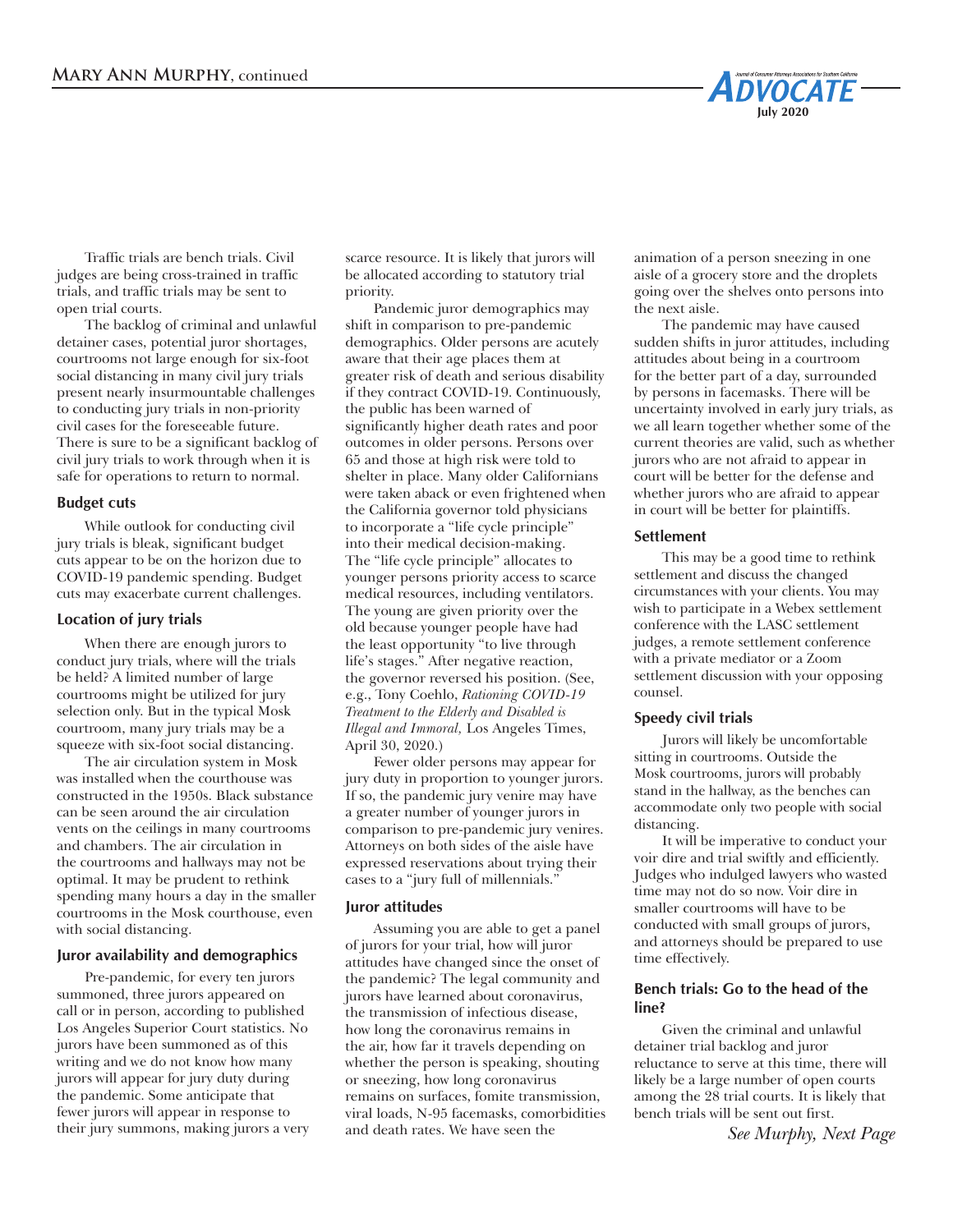Traffic trials are bench trials. Civil judges are being cross-trained in traffic trials, and traffic trials may be sent to open trial courts.

The backlog of criminal and unlawful detainer cases, potential juror shortages, courtrooms not large enough for six-foot social distancing in many civil jury trials present nearly insurmountable challenges to conducting jury trials in non-priority civil cases for the foreseeable future. There is sure to be a significant backlog of civil jury trials to work through when it is safe for operations to return to normal.

### Budget cuts

While outlook for conducting civil jury trials is bleak, significant budget cuts appear to be on the horizon due to COVID-19 pandemic spending. Budget cuts may exacerbate current challenges.

### Location of jury trials

When there are enough jurors to conduct jury trials, where will the trials be held? A limited number of large courtrooms might be utilized for jury selection only. But in the typical Mosk courtroom, many jury trials may be a squeeze with six-foot social distancing.

The air circulation system in Mosk was installed when the courthouse was constructed in the 1950s. Black substance can be seen around the air circulation vents on the ceilings in many courtrooms and chambers. The air circulation in the courtrooms and hallways may not be optimal. It may be prudent to rethink spending many hours a day in the smaller courtrooms in the Mosk courthouse, even with social distancing.

### Juror availability and demographics

Pre-pandemic, for every ten jurors summoned, three jurors appeared on call or in person, according to published Los Angeles Superior Court statistics. No jurors have been summoned as of this writing and we do not know how many jurors will appear for jury duty during the pandemic. Some anticipate that fewer jurors will appear in response to their jury summons, making jurors a very scarce resource. It is likely that jurors will be allocated according to statutory trial priority.

Pandemic juror demographics may shift in comparison to pre-pandemic demographics. Older persons are acutely aware that their age places them at greater risk of death and serious disability if they contract COVID-19. Continuously, the public has been warned of significantly higher death rates and poor outcomes in older persons. Persons over 65 and those at high risk were told to shelter in place. Many older Californians were taken aback or even frightened when the California governor told physicians to incorporate a "life cycle principle" into their medical decision-making. The "life cycle principle" allocates to younger persons priority access to scarce medical resources, including ventilators. The young are given priority over the old because younger people have had the least opportunity "to live through life's stages." After negative reaction, the governor reversed his position. (See, e.g., Tony Coehlo, *Rationing COVID-19 Treatment to the Elderly and Disabled is Illegal and Immoral,* Los Angeles Times, April 30, 2020.)

Fewer older persons may appear for jury duty in proportion to younger jurors. If so, the pandemic jury venire may have a greater number of younger jurors in comparison to pre-pandemic jury venires. Attorneys on both sides of the aisle have expressed reservations about trying their cases to a "jury full of millennials."

### Juror attitudes

Assuming you are able to get a panel of jurors for your trial, how will juror attitudes have changed since the onset of the pandemic? The legal community and jurors have learned about coronavirus, the transmission of infectious disease, how long the coronavirus remains in the air, how far it travels depending on whether the person is speaking, shouting or sneezing, how long coronavirus remains on surfaces, fomite transmission, viral loads, N-95 facemasks, comorbidities and death rates. We have seen the animation of a person sneezing in one aisle of a grocery store and the droplets going over the shelves onto persons into the next aisle.

The pandemic may have caused sudden shifts in juror attitudes, including attitudes about being in a courtroom for the better part of a day, surrounded by persons in facemasks. There will be uncertainty involved in early jury trials, as we all learn together whether some of the current theories are valid, such as whether jurors who are not afraid to appear in court will be better for the defense and whether jurors who are afraid to appear in court will be better for plaintiffs.

### Settlement

This may be a good time to rethink settlement and discuss the changed circumstances with your clients. You may wish to participate in a Webex settlement conference with the LASC settlement judges, a remote settlement conference with a private mediator or a Zoom settlement discussion with your opposing counsel.

### Speedy civil trials

Jurors will likely be uncomfortable sitting in courtrooms. Outside the Mosk courtrooms, jurors will probably stand in the hallway, as the benches can accommodate only two people with social distancing.

It will be imperative to conduct your voir dire and trial swiftly and efficiently. Judges who indulged lawyers who wasted time may not do so now. Voir dire in smaller courtrooms will have to be conducted with small groups of jurors, and attorneys should be prepared to use time effectively.

### Bench trials: Go to the head of the line?

Given the criminal and unlawful detainer trial backlog and juror reluctance to serve at this time, there will likely be a large number of open courts among the 28 trial courts. It is likely that bench trials will be sent out first.

*See Murphy, Next Page*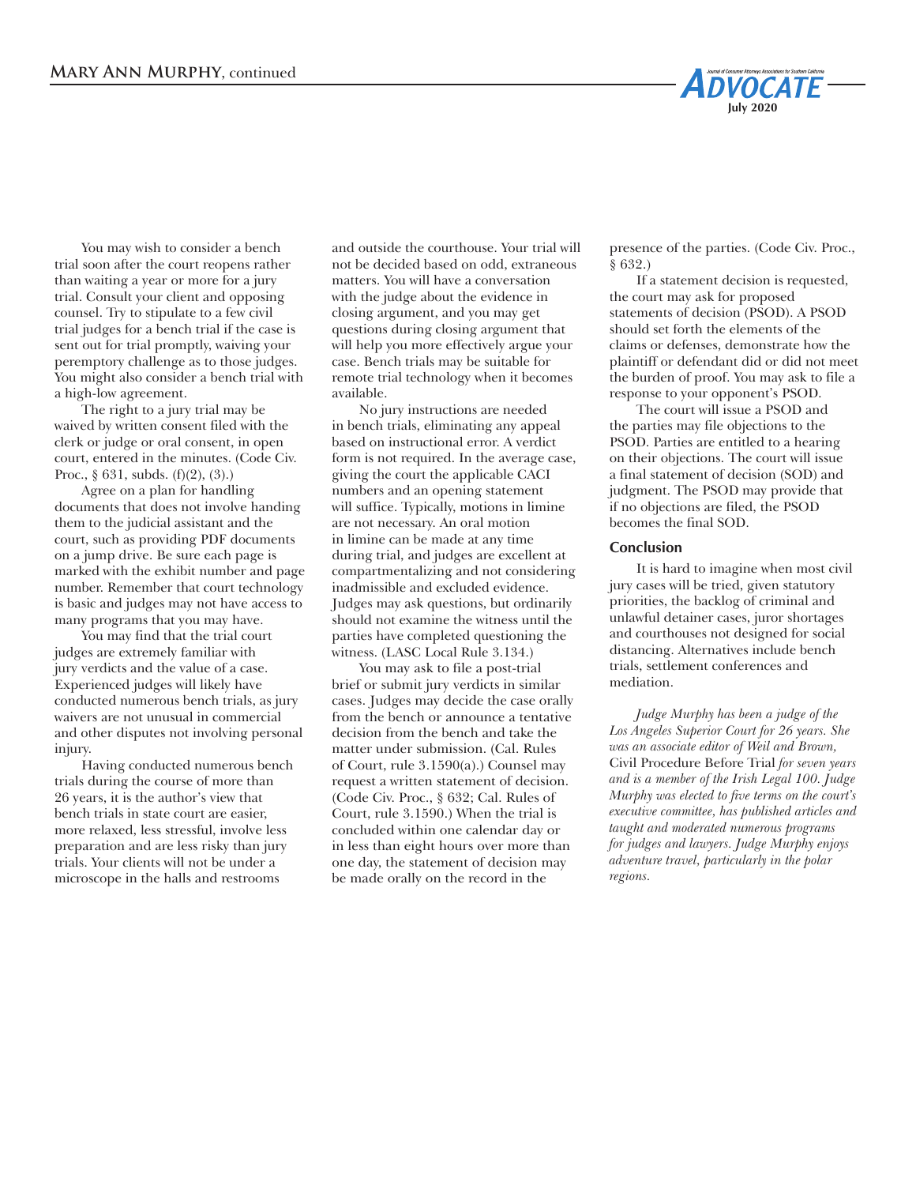You may wish to consider a bench trial soon after the court reopens rather than waiting a year or more for a jury trial. Consult your client and opposing counsel. Try to stipulate to a few civil trial judges for a bench trial if the case is sent out for trial promptly, waiving your peremptory challenge as to those judges. You might also consider a bench trial with a high-low agreement.

The right to a jury trial may be waived by written consent filed with the clerk or judge or oral consent, in open court, entered in the minutes. (Code Civ. Proc., § 631, subds. (f)(2), (3).)

Agree on a plan for handling documents that does not involve handing them to the judicial assistant and the court, such as providing PDF documents on a jump drive. Be sure each page is marked with the exhibit number and page number. Remember that court technology is basic and judges may not have access to many programs that you may have.

You may find that the trial court judges are extremely familiar with jury verdicts and the value of a case. Experienced judges will likely have conducted numerous bench trials, as jury waivers are not unusual in commercial and other disputes not involving personal injury.

Having conducted numerous bench trials during the course of more than 26 years, it is the author's view that bench trials in state court are easier, more relaxed, less stressful, involve less preparation and are less risky than jury trials. Your clients will not be under a microscope in the halls and restrooms and outside the courthouse. Your trial will not be decided based on odd, extraneous matters. You will have a conversation with the judge about the evidence in closing argument, and you may get questions during closing argument that will help you more effectively argue your case. Bench trials may be suitable for remote trial technology when it becomes available.

No jury instructions are needed in bench trials, eliminating any appeal based on instructional error. A verdict form is not required. In the average case, giving the court the applicable CACI numbers and an opening statement will suffice. Typically, motions in limine are not necessary. An oral motion in limine can be made at any time during trial, and judges are excellent at compartmentalizing and not considering inadmissible and excluded evidence. Judges may ask questions, but ordinarily should not examine the witness until the parties have completed questioning the witness. (LASC Local Rule 3.134.)

You may ask to file a post-trial brief or submit jury verdicts in similar cases. Judges may decide the case orally from the bench or announce a tentative decision from the bench and take the matter under submission. (Cal. Rules of Court, rule 3.1590(a).) Counsel may request a written statement of decision. (Code Civ. Proc., § 632; Cal. Rules of Court, rule 3.1590.) When the trial is concluded within one calendar day or in less than eight hours over more than one day, the statement of decision may be made orally on the record in the presence of the parties. (Code Civ. Proc., § 632.)

If a statement decision is requested, the court may ask for proposed statements of decision (PSOD). A PSOD should set forth the elements of the claims or defenses, demonstrate how the plaintiff or defendant did or did not meet the burden of proof. You may ask to file a response to your opponent's PSOD.

The court will issue a PSOD and the parties may file objections to the PSOD. Parties are entitled to a hearing on their objections. The court will issue a final statement of decision (SOD) and judgment. The PSOD may provide that if no objections are filed, the PSOD becomes the final SOD.

### Conclusion

It is hard to imagine when most civil jury cases will be tried, given statutory priorities, the backlog of criminal and unlawful detainer cases, juror shortages and courthouses not designed for social distancing. Alternatives include bench trials, settlement conferences and mediation.

*Judge Murphy has been a judge of the Los Angeles Superior Court for 26 years. She was an associate editor of Weil and Brown,* Civil Procedure Before Trial *for seven years and is a member of the Irish Legal 100. Judge Murphy was elected to five terms on the court's executive committee, has published articles and taught and moderated numerous programs for judges and lawyers. Judge Murphy enjoys adventure travel, particularly in the polar regions.*